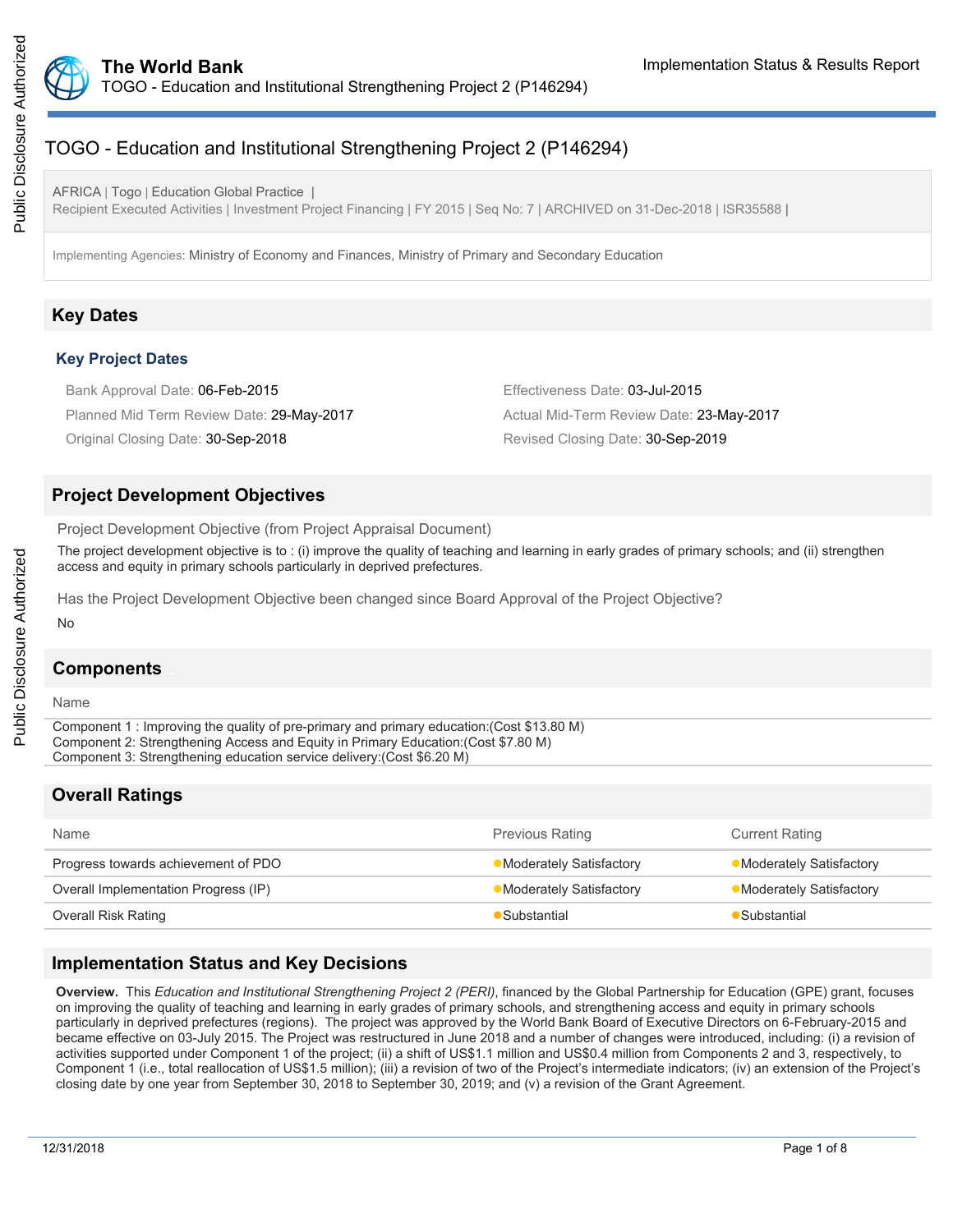# TOGO - Education and Institutional Strengthening Project 2 (P146294)

AFRICA | Togo | Education Global Practice |
Recipient Executed Activities | Investment Project Financing | FY 2015 | Seq No: 7 | ARCHIVED on 31-Dec-2018 | ISR35588 |

Implementing Agencies: Ministry of Economy and Finances, Ministry of Primary and Secondary Education

## Key Dates

### Key Project Dates

Bank Approval Date: 06-Feb-2015

Effectiveness Date: 03-Jul-2015

Planned Mid Term Review Date: 29-May-2017

Actual Mid-Term Review Date: 23-May-2017

Original Closing Date: 30-Sep-2018

Revised Closing Date: 30-Sep-2019

## Project Development Objectives

Project Development Objective (from Project Appraisal Document)

The project development objective is to : (i) improve the quality of teaching and learning in early grades of primary schools; and (ii) strengthen access and equity in primary schools particularly in deprived prefectures.

Has the Project Development Objective been changed since Board Approval of the Project Objective?

No

## Components

Name

Component 1 : Improving the quality of pre-primary and primary education:(Cost $13.80 M)
Component 2: Strengthening Access and Equity in Primary Education:(Cost $7.80 M)
Component 3: Strengthening education service delivery:(Cost $6.20 M)

## Overall Ratings

| Name | Previous Rating | Current Rating |
|---|---|---|
| Progress towards achievement of PDO | Moderately Satisfactory | Moderately Satisfactory |
| Overall Implementation Progress (IP) | Moderately Satisfactory | Moderately Satisfactory |
| Overall Risk Rating | Substantial | Substantial |

## Implementation Status and Key Decisions

**Overview.** This *Education and Institutional Strengthening Project 2 (PERI)*, financed by the Global Partnership for Education (GPE) grant, focuses on improving the quality of teaching and learning in early grades of primary schools, and strengthening access and equity in primary schools particularly in deprived prefectures (regions). The project was approved by the World Bank Board of Executive Directors on 6-February-2015 and became effective on 03-July 2015. The Project was restructured in June 2018 and a number of changes were introduced, including: (i) a revision of activities supported under Component 1 of the project; (ii) a shift of US$1.1 million and US$0.4 million from Components 2 and 3, respectively, to Component 1 (i.e., total reallocation of US$1.5 million); (iii) a revision of two of the Project's intermediate indicators; (iv) an extension of the Project's closing date by one year from September 30, 2018 to September 30, 2019; and (v) a revision of the Grant Agreement.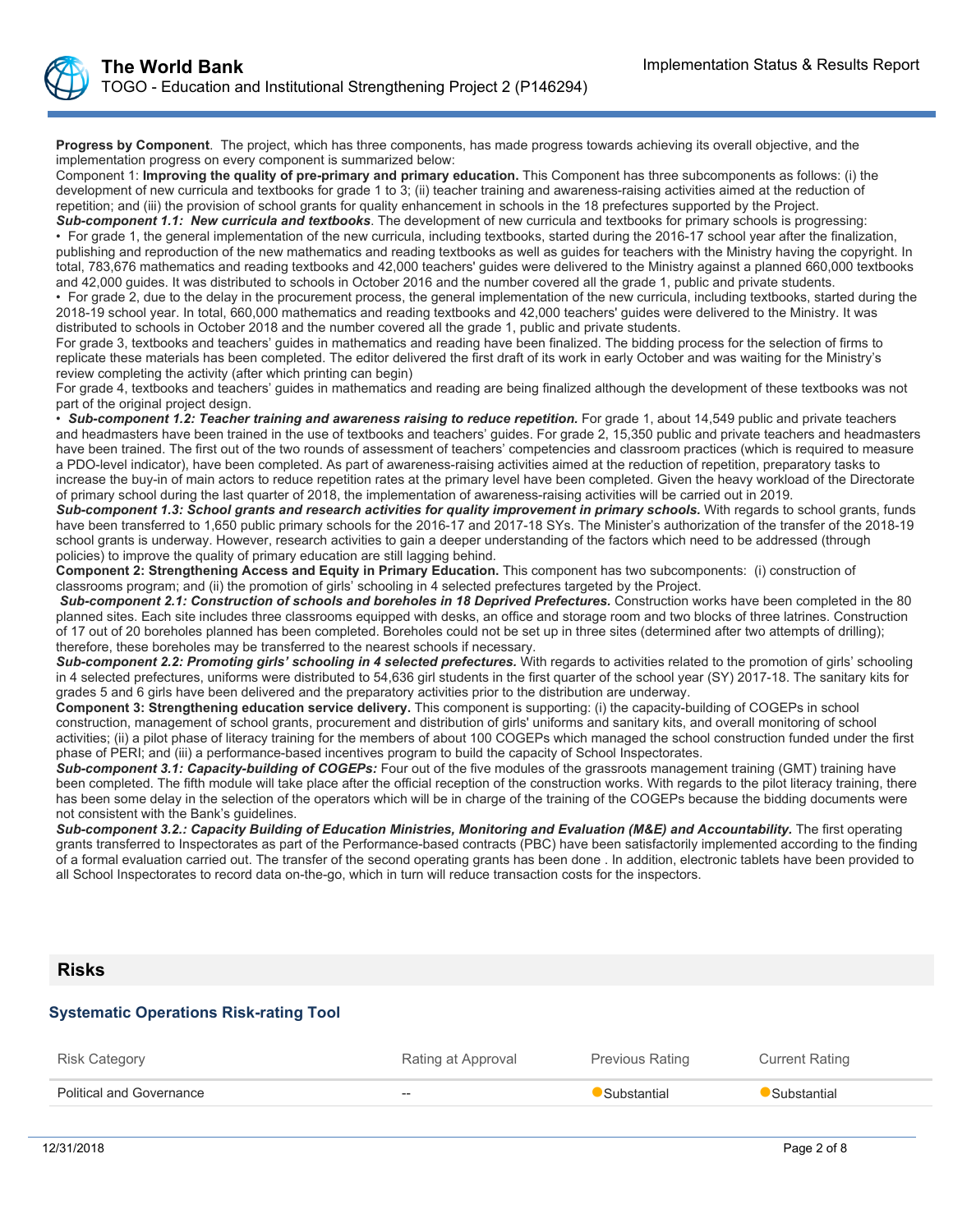**Progress by Component**. The project, which has three components, has made progress towards achieving its overall objective, and the implementation progress on every component is summarized below:

Component 1: **Improving the quality of pre-primary and primary education.** This Component has three subcomponents as follows: (i) the development of new curricula and textbooks for grade 1 to 3; (ii) teacher training and awareness-raising activities aimed at the reduction of repetition; and (iii) the provision of school grants for quality enhancement in schools in the 18 prefectures supported by the Project.

***Sub-component 1.1: New curricula and textbooks***. The development of new curricula and textbooks for primary schools is progressing:

• For grade 1, the general implementation of the new curricula, including textbooks, started during the 2016-17 school year after the finalization, publishing and reproduction of the new mathematics and reading textbooks as well as guides for teachers with the Ministry having the copyright. In total, 783,676 mathematics and reading textbooks and 42,000 teachers' guides were delivered to the Ministry against a planned 660,000 textbooks and 42,000 guides. It was distributed to schools in October 2016 and the number covered all the grade 1, public and private students.

• For grade 2, due to the delay in the procurement process, the general implementation of the new curricula, including textbooks, started during the 2018-19 school year. In total, 660,000 mathematics and reading textbooks and 42,000 teachers' guides were delivered to the Ministry. It was distributed to schools in October 2018 and the number covered all the grade 1, public and private students.

For grade 3, textbooks and teachers' guides in mathematics and reading have been finalized. The bidding process for the selection of firms to replicate these materials has been completed. The editor delivered the first draft of its work in early October and was waiting for the Ministry's review completing the activity (after which printing can begin)

For grade 4, textbooks and teachers' guides in mathematics and reading are being finalized although the development of these textbooks was not part of the original project design.

• ***Sub-component 1.2: Teacher training and awareness raising to reduce repetition.*** For grade 1, about 14,549 public and private teachers and headmasters have been trained in the use of textbooks and teachers' guides. For grade 2, 15,350 public and private teachers and headmasters have been trained. The first out of the two rounds of assessment of teachers' competencies and classroom practices (which is required to measure a PDO-level indicator), have been completed. As part of awareness-raising activities aimed at the reduction of repetition, preparatory tasks to increase the buy-in of main actors to reduce repetition rates at the primary level have been completed. Given the heavy workload of the Directorate of primary school during the last quarter of 2018, the implementation of awareness-raising activities will be carried out in 2019.

***Sub-component 1.3: School grants and research activities for quality improvement in primary schools.*** With regards to school grants, funds have been transferred to 1,650 public primary schools for the 2016-17 and 2017-18 SYs. The Minister's authorization of the transfer of the 2018-19 school grants is underway. However, research activities to gain a deeper understanding of the factors which need to be addressed (through policies) to improve the quality of primary education are still lagging behind.

**Component 2: Strengthening Access and Equity in Primary Education.** This component has two subcomponents: (i) construction of classrooms program; and (ii) the promotion of girls' schooling in 4 selected prefectures targeted by the Project.

***Sub-component 2.1: Construction of schools and boreholes in 18 Deprived Prefectures.*** Construction works have been completed in the 80 planned sites. Each site includes three classrooms equipped with desks, an office and storage room and two blocks of three latrines. Construction of 17 out of 20 boreholes planned has been completed. Boreholes could not be set up in three sites (determined after two attempts of drilling); therefore, these boreholes may be transferred to the nearest schools if necessary.

***Sub-component 2.2: Promoting girls' schooling in 4 selected prefectures.*** With regards to activities related to the promotion of girls' schooling in 4 selected prefectures, uniforms were distributed to 54,636 girl students in the first quarter of the school year (SY) 2017-18. The sanitary kits for grades 5 and 6 girls have been delivered and the preparatory activities prior to the distribution are underway.

**Component 3: Strengthening education service delivery.** This component is supporting: (i) the capacity-building of COGEPs in school construction, management of school grants, procurement and distribution of girls' uniforms and sanitary kits, and overall monitoring of school activities; (ii) a pilot phase of literacy training for the members of about 100 COGEPs which managed the school construction funded under the first phase of PERI; and (iii) a performance-based incentives program to build the capacity of School Inspectorates.

***Sub-component 3.1: Capacity-building of COGEPs:*** Four out of the five modules of the grassroots management training (GMT) training have been completed. The fifth module will take place after the official reception of the construction works. With regards to the pilot literacy training, there has been some delay in the selection of the operators which will be in charge of the training of the COGEPs because the bidding documents were not consistent with the Bank's guidelines.

***Sub-component 3.2.: Capacity Building of Education Ministries, Monitoring and Evaluation (M&E) and Accountability.*** The first operating grants transferred to Inspectorates as part of the Performance-based contracts (PBC) have been satisfactorily implemented according to the finding of a formal evaluation carried out. The transfer of the second operating grants has been done . In addition, electronic tablets have been provided to all School Inspectorates to record data on-the-go, which in turn will reduce transaction costs for the inspectors.

## Risks

### Systematic Operations Risk-rating Tool

| Risk Category | Rating at Approval | Previous Rating | Current Rating |
|---|---|---|---|
| Political and Governance | -- | Substantial | Substantial |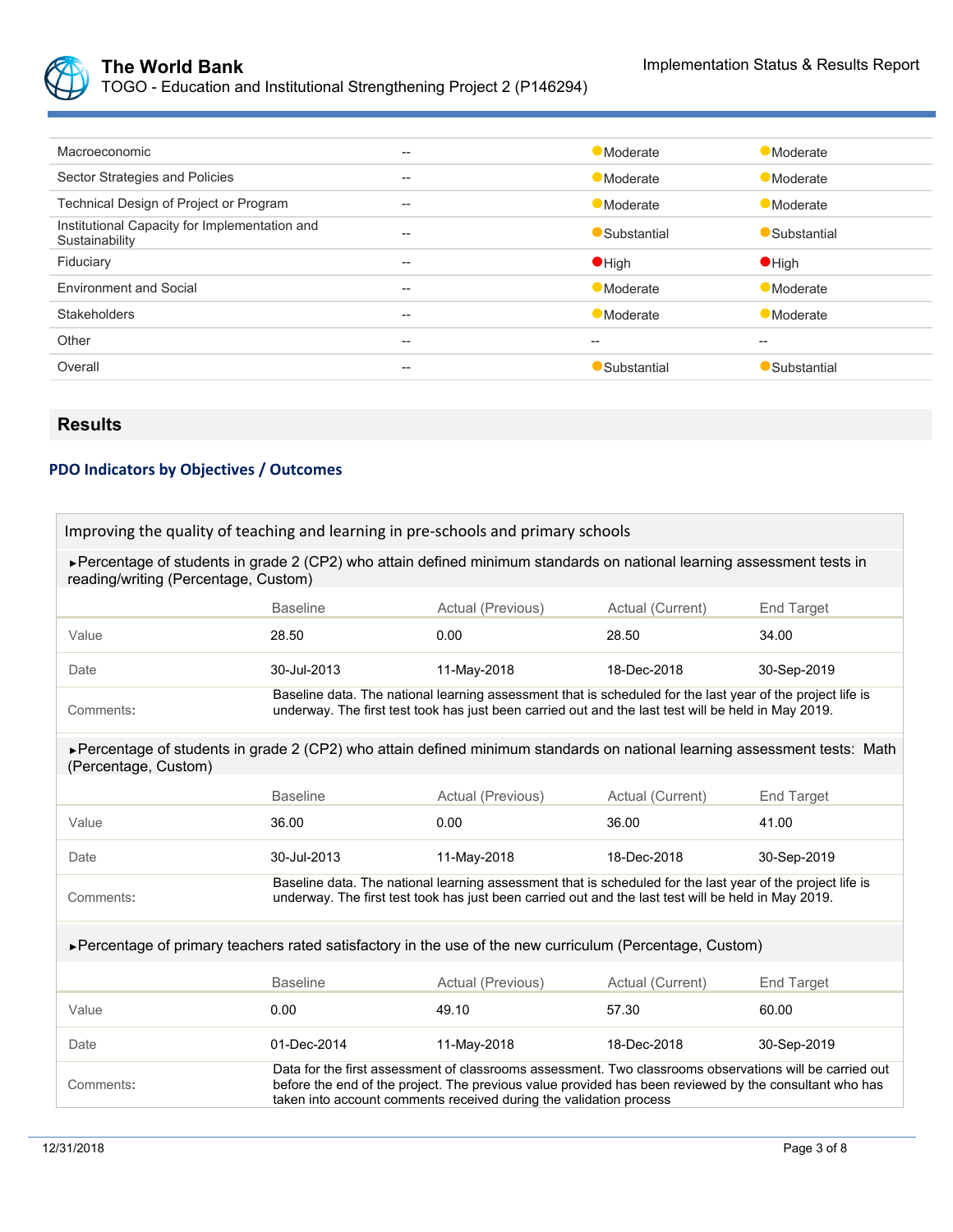| | | | |
|---|---|---|---|
| Macroeconomic | -- | Moderate | Moderate |
| Sector Strategies and Policies | -- | Moderate | Moderate |
| Technical Design of Project or Program | -- | Moderate | Moderate |
| Institutional Capacity for Implementation and Sustainability | -- | Substantial | Substantial |
| Fiduciary | -- | High | High |
| Environment and Social | -- | Moderate | Moderate |
| Stakeholders | -- | Moderate | Moderate |
| Other | -- | -- | -- |
| Overall | -- | Substantial | Substantial |

## Results

### PDO Indicators by Objectives / Outcomes

#### Improving the quality of teaching and learning in pre-schools and primary schools

►Percentage of students in grade 2 (CP2) who attain defined minimum standards on national learning assessment tests in reading/writing (Percentage, Custom)

| | Baseline | Actual (Previous) | Actual (Current) | End Target |
|---|---|---|---|---|
| Value | 28.50 | 0.00 | 28.50 | 34.00 |
| Date | 30-Jul-2013 | 11-May-2018 | 18-Dec-2018 | 30-Sep-2019 |
| Comments: | Baseline data. The national learning assessment that is scheduled for the last year of the project life is underway. The first test took has just been carried out and the last test will be held in May 2019. | | | |

►Percentage of students in grade 2 (CP2) who attain defined minimum standards on national learning assessment tests: Math (Percentage, Custom)

| | Baseline | Actual (Previous) | Actual (Current) | End Target |
|---|---|---|---|---|
| Value | 36.00 | 0.00 | 36.00 | 41.00 |
| Date | 30-Jul-2013 | 11-May-2018 | 18-Dec-2018 | 30-Sep-2019 |
| Comments: | Baseline data. The national learning assessment that is scheduled for the last year of the project life is underway. The first test took has just been carried out and the last test will be held in May 2019. | | | |

►Percentage of primary teachers rated satisfactory in the use of the new curriculum (Percentage, Custom)

| | Baseline | Actual (Previous) | Actual (Current) | End Target |
|---|---|---|---|---|
| Value | 0.00 | 49.10 | 57.30 | 60.00 |
| Date | 01-Dec-2014 | 11-May-2018 | 18-Dec-2018 | 30-Sep-2019 |
| Comments: | Data for the first assessment of classrooms assessment. Two classrooms observations will be carried out before the end of the project. The previous value provided has been reviewed by the consultant who has taken into account comments received during the validation process | | | |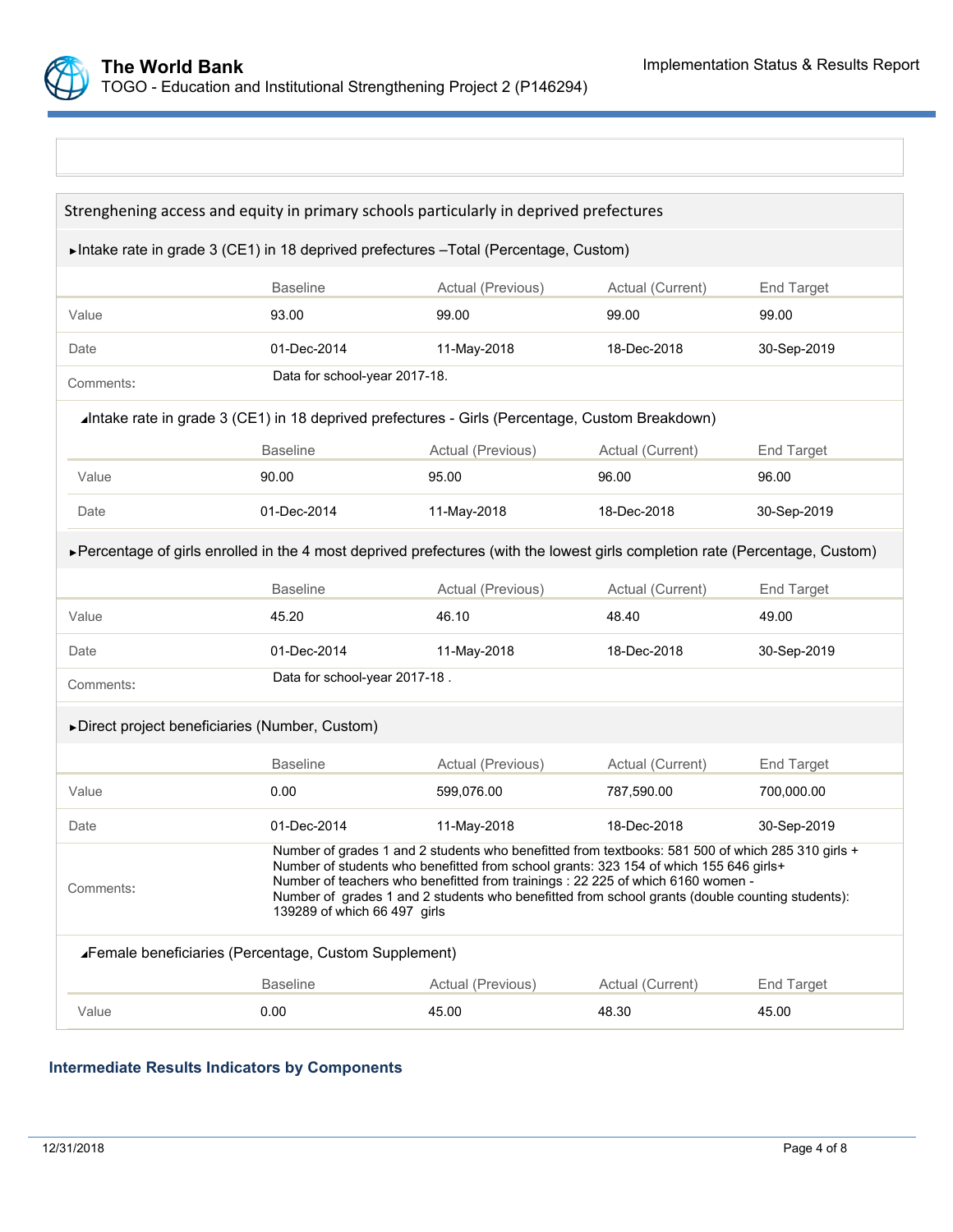Strenghening access and equity in primary schools particularly in deprived prefectures

►Intake rate in grade 3 (CE1) in 18 deprived prefectures –Total (Percentage, Custom)

| | Baseline | Actual (Previous) | Actual (Current) | End Target |
|---|---|---|---|---|
| Value | 93.00 | 99.00 | 99.00 | 99.00 |
| Date | 01-Dec-2014 | 11-May-2018 | 18-Dec-2018 | 30-Sep-2019 |
| Comments: | Data for school-year 2017-18. | | | |

◢Intake rate in grade 3 (CE1) in 18 deprived prefectures - Girls (Percentage, Custom Breakdown)

| | Baseline | Actual (Previous) | Actual (Current) | End Target |
|---|---|---|---|---|
| Value | 90.00 | 95.00 | 96.00 | 96.00 |
| Date | 01-Dec-2014 | 11-May-2018 | 18-Dec-2018 | 30-Sep-2019 |

►Percentage of girls enrolled in the 4 most deprived prefectures (with the lowest girls completion rate (Percentage, Custom)

| | Baseline | Actual (Previous) | Actual (Current) | End Target |
|---|---|---|---|---|
| Value | 45.20 | 46.10 | 48.40 | 49.00 |
| Date | 01-Dec-2014 | 11-May-2018 | 18-Dec-2018 | 30-Sep-2019 |
| Comments: | Data for school-year 2017-18 . | | | |

►Direct project beneficiaries (Number, Custom)

| | Baseline | Actual (Previous) | Actual (Current) | End Target |
|---|---|---|---|---|
| Value | 0.00 | 599,076.00 | 787,590.00 | 700,000.00 |
| Date | 01-Dec-2014 | 11-May-2018 | 18-Dec-2018 | 30-Sep-2019 |
| Comments: | Number of grades 1 and 2 students who benefitted from textbooks: 581 500 of which 285 310 girls + Number of students who benefitted from school grants: 323 154 of which 155 646 girls+ Number of teachers who benefitted from trainings : 22 225 of which 6160 women - Number of grades 1 and 2 students who benefitted from school grants (double counting students): 139289 of which 66 497 girls | | | |

◢Female beneficiaries (Percentage, Custom Supplement)

| | Baseline | Actual (Previous) | Actual (Current) | End Target |
|---|---|---|---|---|
| Value | 0.00 | 45.00 | 48.30 | 45.00 |

## Intermediate Results Indicators by Components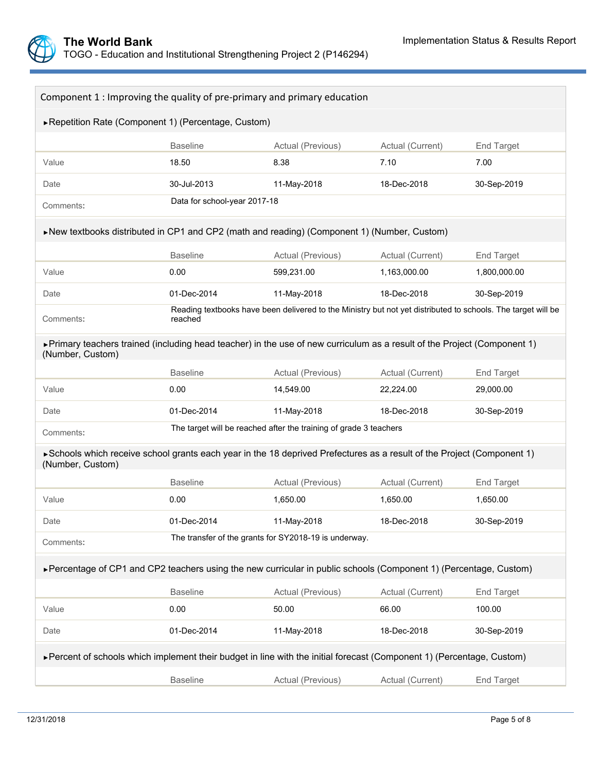## Component 1 : Improving the quality of pre-primary and primary education

### ►Repetition Rate (Component 1) (Percentage, Custom)

| | Baseline | Actual (Previous) | Actual (Current) | End Target |
|---|---|---|---|---|
| Value | 18.50 | 8.38 | 7.10 | 7.00 |
| Date | 30-Jul-2013 | 11-May-2018 | 18-Dec-2018 | 30-Sep-2019 |
| Comments: | Data for school-year 2017-18 | | | |

### ►New textbooks distributed in CP1 and CP2 (math and reading) (Component 1) (Number, Custom)

| | Baseline | Actual (Previous) | Actual (Current) | End Target |
|---|---|---|---|---|
| Value | 0.00 | 599,231.00 | 1,163,000.00 | 1,800,000.00 |
| Date | 01-Dec-2014 | 11-May-2018 | 18-Dec-2018 | 30-Sep-2019 |
| Comments: | Reading textbooks have been delivered to the Ministry but not yet distributed to schools. The target will be reached | | | |

### ►Primary teachers trained (including head teacher) in the use of new curriculum as a result of the Project (Component 1) (Number, Custom)

| | Baseline | Actual (Previous) | Actual (Current) | End Target |
|---|---|---|---|---|
| Value | 0.00 | 14,549.00 | 22,224.00 | 29,000.00 |
| Date | 01-Dec-2014 | 11-May-2018 | 18-Dec-2018 | 30-Sep-2019 |
| Comments: | The target will be reached after the training of grade 3 teachers | | | |

### ►Schools which receive school grants each year in the 18 deprived Prefectures as a result of the Project (Component 1) (Number, Custom)

| | Baseline | Actual (Previous) | Actual (Current) | End Target |
|---|---|---|---|---|
| Value | 0.00 | 1,650.00 | 1,650.00 | 1,650.00 |
| Date | 01-Dec-2014 | 11-May-2018 | 18-Dec-2018 | 30-Sep-2019 |
| Comments: | The transfer of the grants for SY2018-19 is underway. | | | |

### ►Percentage of CP1 and CP2 teachers using the new curricular in public schools (Component 1) (Percentage, Custom)

| | Baseline | Actual (Previous) | Actual (Current) | End Target |
|---|---|---|---|---|
| Value | 0.00 | 50.00 | 66.00 | 100.00 |
| Date | 01-Dec-2014 | 11-May-2018 | 18-Dec-2018 | 30-Sep-2019 |

### ►Percent of schools which implement their budget in line with the initial forecast (Component 1) (Percentage, Custom)

| | Baseline | Actual (Previous) | Actual (Current) | End Target |
|---|---|---|---|---|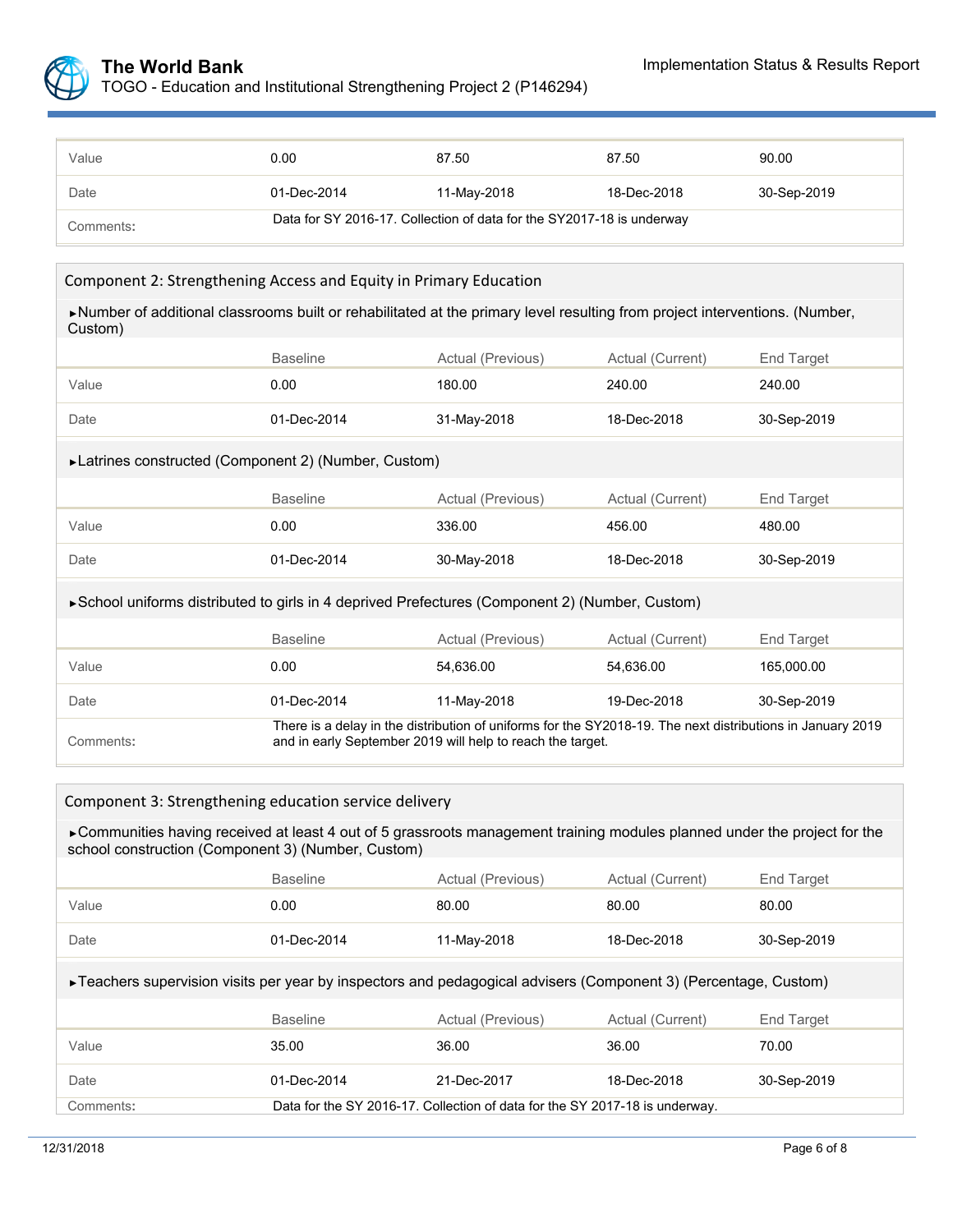| | | | | |
|---|---|---|---|---|
| Value | 0.00 | 87.50 | 87.50 | 90.00 |
| Date | 01-Dec-2014 | 11-May-2018 | 18-Dec-2018 | 30-Sep-2019 |
| Comments: | Data for SY 2016-17. Collection of data for the SY2017-18 is underway | | | |

### Component 2: Strengthening Access and Equity in Primary Education

►Number of additional classrooms built or rehabilitated at the primary level resulting from project interventions. (Number, Custom)

| | Baseline | Actual (Previous) | Actual (Current) | End Target |
|---|---|---|---|---|
| Value | 0.00 | 180.00 | 240.00 | 240.00 |
| Date | 01-Dec-2014 | 31-May-2018 | 18-Dec-2018 | 30-Sep-2019 |

►Latrines constructed (Component 2) (Number, Custom)

| | Baseline | Actual (Previous) | Actual (Current) | End Target |
|---|---|---|---|---|
| Value | 0.00 | 336.00 | 456.00 | 480.00 |
| Date | 01-Dec-2014 | 30-May-2018 | 18-Dec-2018 | 30-Sep-2019 |

►School uniforms distributed to girls in 4 deprived Prefectures (Component 2) (Number, Custom)

| | Baseline | Actual (Previous) | Actual (Current) | End Target |
|---|---|---|---|---|
| Value | 0.00 | 54,636.00 | 54,636.00 | 165,000.00 |
| Date | 01-Dec-2014 | 11-May-2018 | 19-Dec-2018 | 30-Sep-2019 |
| Comments: | There is a delay in the distribution of uniforms for the SY2018-19. The next distributions in January 2019 and in early September 2019 will help to reach the target. | | | |

### Component 3: Strengthening education service delivery

►Communities having received at least 4 out of 5 grassroots management training modules planned under the project for the school construction (Component 3) (Number, Custom)

| | Baseline | Actual (Previous) | Actual (Current) | End Target |
|---|---|---|---|---|
| Value | 0.00 | 80.00 | 80.00 | 80.00 |
| Date | 01-Dec-2014 | 11-May-2018 | 18-Dec-2018 | 30-Sep-2019 |

►Teachers supervision visits per year by inspectors and pedagogical advisers (Component 3) (Percentage, Custom)

| | Baseline | Actual (Previous) | Actual (Current) | End Target |
|---|---|---|---|---|
| Value | 35.00 | 36.00 | 36.00 | 70.00 |
| Date | 01-Dec-2014 | 21-Dec-2017 | 18-Dec-2018 | 30-Sep-2019 |
| Comments: | Data for the SY 2016-17. Collection of data for the SY 2017-18 is underway. | | | |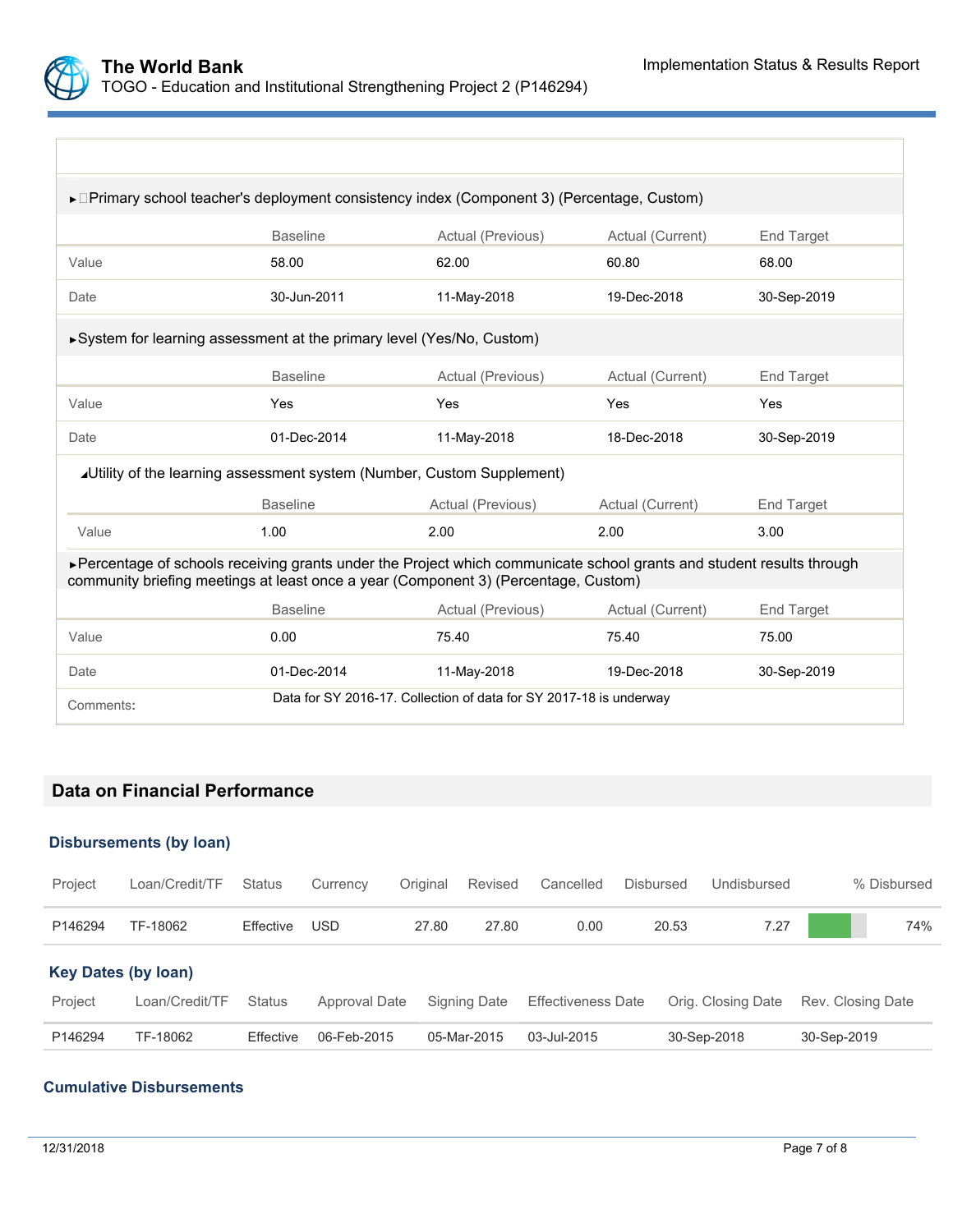►Primary school teacher's deployment consistency index (Component 3) (Percentage, Custom)

| | Baseline | Actual (Previous) | Actual (Current) | End Target |
|---|---|---|---|---|
| Value | 58.00 | 62.00 | 60.80 | 68.00 |
| Date | 30-Jun-2011 | 11-May-2018 | 19-Dec-2018 | 30-Sep-2019 |

►System for learning assessment at the primary level (Yes/No, Custom)

| | Baseline | Actual (Previous) | Actual (Current) | End Target |
|---|---|---|---|---|
| Value | Yes | Yes | Yes | Yes |
| Date | 01-Dec-2014 | 11-May-2018 | 18-Dec-2018 | 30-Sep-2019 |

◢Utility of the learning assessment system (Number, Custom Supplement)

| | Baseline | Actual (Previous) | Actual (Current) | End Target |
|---|---|---|---|---|
| Value | 1.00 | 2.00 | 2.00 | 3.00 |

►Percentage of schools receiving grants under the Project which communicate school grants and student results through community briefing meetings at least once a year (Component 3) (Percentage, Custom)

| | Baseline | Actual (Previous) | Actual (Current) | End Target |
|---|---|---|---|---|
| Value | 0.00 | 75.40 | 75.40 | 75.00 |
| Date | 01-Dec-2014 | 11-May-2018 | 19-Dec-2018 | 30-Sep-2019 |
| Comments: | Data for SY 2016-17. Collection of data for SY 2017-18 is underway | | | |

## Data on Financial Performance

### Disbursements (by loan)

| Project | Loan/Credit/TF | Status | Currency | Original | Revised | Cancelled | Disbursed | Undisbursed | % Disbursed |
|---|---|---|---|---|---|---|---|---|---|
| P146294 | TF-18062 | Effective | USD | 27.80 | 27.80 | 0.00 | 20.53 | 7.27 | 74% |

### Key Dates (by loan)

| Project | Loan/Credit/TF | Status | Approval Date | Signing Date | Effectiveness Date | Orig. Closing Date | Rev. Closing Date |
|---|---|---|---|---|---|---|---|
| P146294 | TF-18062 | Effective | 06-Feb-2015 | 05-Mar-2015 | 03-Jul-2015 | 30-Sep-2018 | 30-Sep-2019 |

### Cumulative Disbursements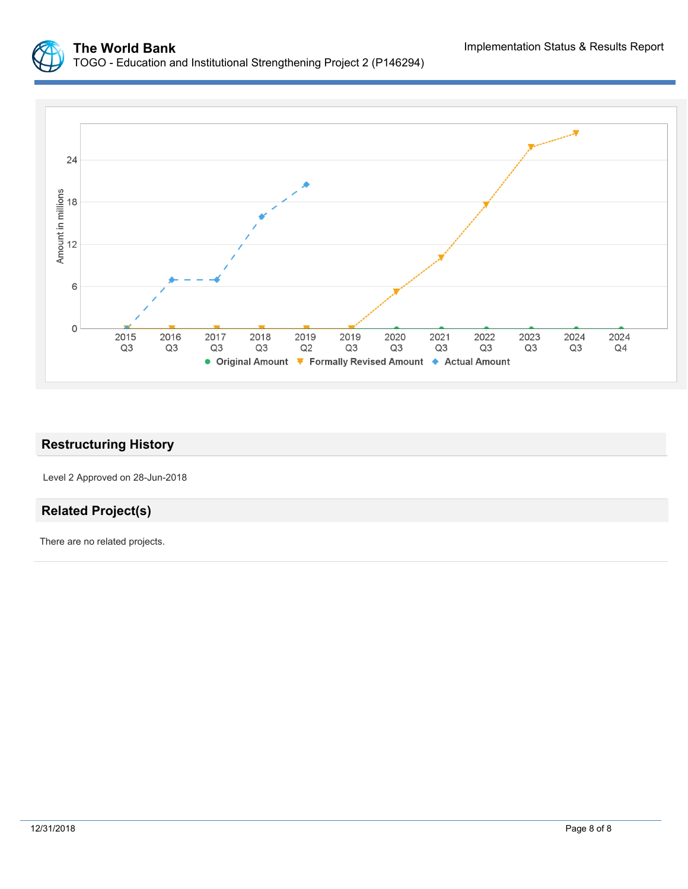Amount in millions

24
18
12
6
0

2015 Q3
2016 Q3
2017 Q3
2018 Q3
2019 Q2
2019 Q3
2020 Q3
2021 Q3
2022 Q3
2023 Q3
2024 Q3
2024 Q4

Original Amount
Formally Revised Amount
Actual Amount

## Restructuring History

Level 2 Approved on 28-Jun-2018

## Related Project(s)

There are no related projects.